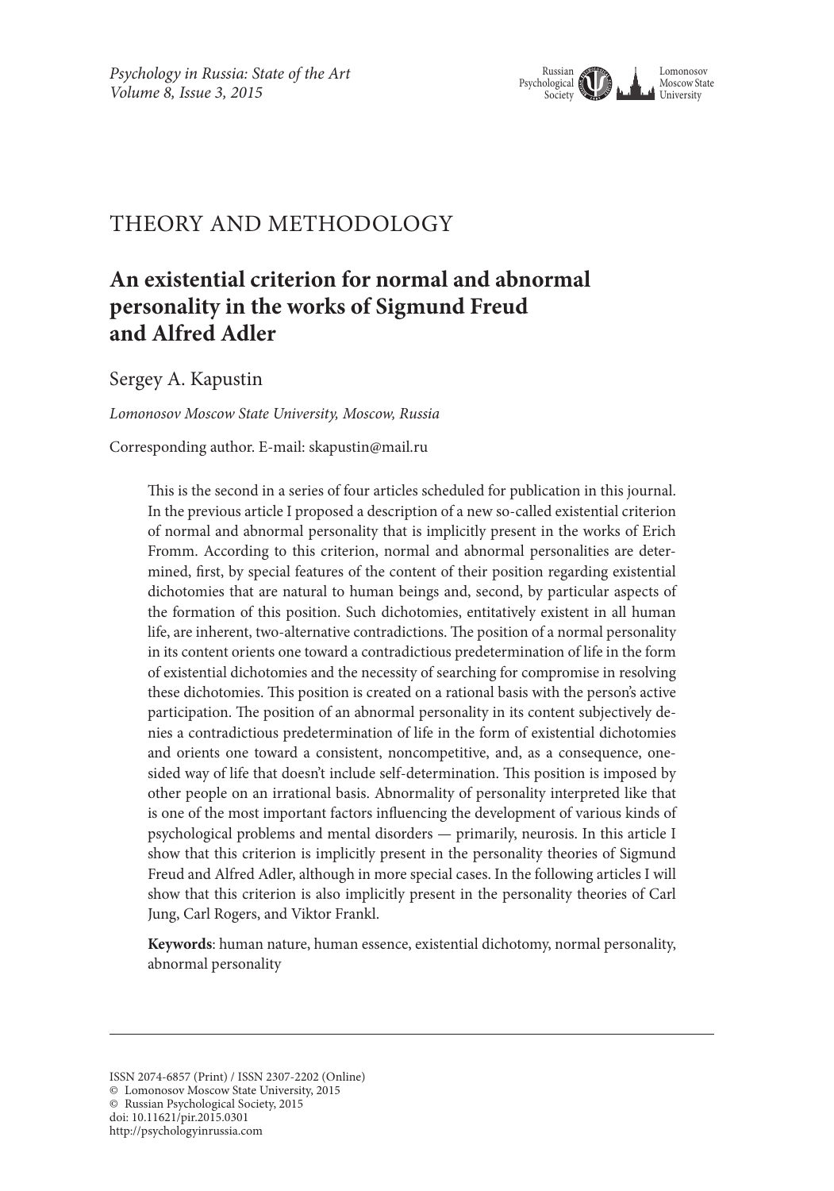# THEORY AND METHODOLOGY

## An existential criterion for normal and abnormal personality in the works of Sigmund Freud and Alfred Adler

Sergey A. Kapustin

*Lomonosov Moscow State University, Moscow, Russia*

Corresponding author. E-mail: skapustin@mail.ru

This is the second in a series of four articles scheduled for publication in this journal. In the previous article I proposed a description of a new so-called existential criterion of normal and abnormal personality that is implicitly present in the works of Erich Fromm. According to this criterion, normal and abnormal personalities are determined, first, by special features of the content of their position regarding existential dichotomies that are natural to human beings and, second, by particular aspects of the formation of this position. Such dichotomies, entitatively existent in all human life, are inherent, two-alternative contradictions. The position of a normal personality in its content orients one toward a contradictious predetermination of life in the form of existential dichotomies and the necessity of searching for compromise in resolving these dichotomies. This position is created on a rational basis with the person's active participation. The position of an abnormal personality in its content subjectively denies a contradictious predetermination of life in the form of existential dichotomies and orients one toward a consistent, noncompetitive, and, as a consequence, one-sided way of life that doesn't include self-determination. This position is imposed by other people on an irrational basis. Abnormality of personality interpreted like that is one of the most important factors influencing the development of various kinds of psychological problems and mental disorders — primarily, neurosis. In this article I show that this criterion is implicitly present in the personality theories of Sigmund Freud and Alfred Adler, although in more special cases. In the following articles I will show that this criterion is also implicitly present in the personality theories of Carl Jung, Carl Rogers, and Viktor Frankl.

**Keywords**: human nature, human essence, existential dichotomy, normal personality, abnormal personality

ISSN 2074-6857 (Print) / ISSN 2307-2202 (Online)
© Lomonosov Moscow State University, 2015
© Russian Psychological Society, 2015
doi: 10.11621/pir.2015.0301
http://psychologyinrussia.com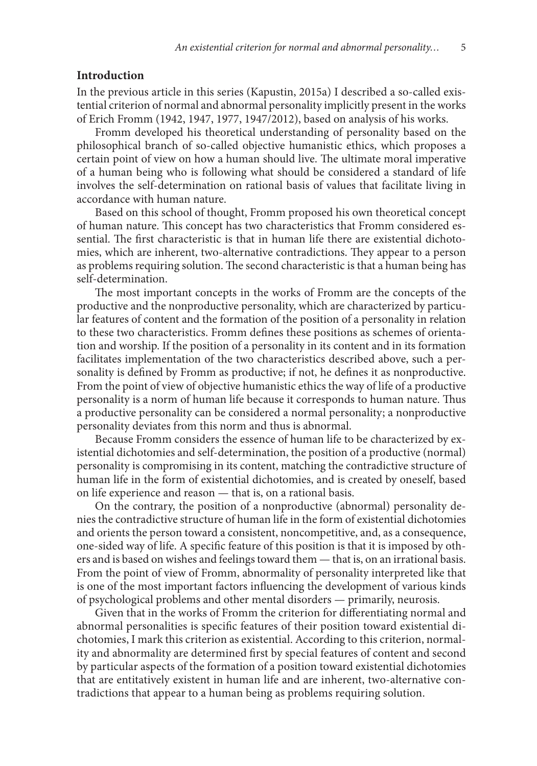## Introduction

In the previous article in this series (Kapustin, 2015a) I described a so-called existential criterion of normal and abnormal personality implicitly present in the works of Erich Fromm (1942, 1947, 1977, 1947/2012), based on analysis of his works.

Fromm developed his theoretical understanding of personality based on the philosophical branch of so-called objective humanistic ethics, which proposes a certain point of view on how a human should live. The ultimate moral imperative of a human being who is following what should be considered a standard of life involves the self-determination on rational basis of values that facilitate living in accordance with human nature.

Based on this school of thought, Fromm proposed his own theoretical concept of human nature. This concept has two characteristics that Fromm considered essential. The first characteristic is that in human life there are existential dichotomies, which are inherent, two-alternative contradictions. They appear to a person as problems requiring solution. The second characteristic is that a human being has self-determination.

The most important concepts in the works of Fromm are the concepts of the productive and the nonproductive personality, which are characterized by particular features of content and the formation of the position of a personality in relation to these two characteristics. Fromm defines these positions as schemes of orientation and worship. If the position of a personality in its content and in its formation facilitates implementation of the two characteristics described above, such a personality is defined by Fromm as productive; if not, he defines it as nonproductive. From the point of view of objective humanistic ethics the way of life of a productive personality is a norm of human life because it corresponds to human nature. Thus a productive personality can be considered a normal personality; a nonproductive personality deviates from this norm and thus is abnormal.

Because Fromm considers the essence of human life to be characterized by existential dichotomies and self-determination, the position of a productive (normal) personality is compromising in its content, matching the contradictive structure of human life in the form of existential dichotomies, and is created by oneself, based on life experience and reason — that is, on a rational basis.

On the contrary, the position of a nonproductive (abnormal) personality denies the contradictive structure of human life in the form of existential dichotomies and orients the person toward a consistent, noncompetitive, and, as a consequence, one-sided way of life. A specific feature of this position is that it is imposed by others and is based on wishes and feelings toward them — that is, on an irrational basis. From the point of view of Fromm, abnormality of personality interpreted like that is one of the most important factors influencing the development of various kinds of psychological problems and other mental disorders — primarily, neurosis.

Given that in the works of Fromm the criterion for differentiating normal and abnormal personalities is specific features of their position toward existential dichotomies, I mark this criterion as existential. According to this criterion, normality and abnormality are determined first by special features of content and second by particular aspects of the formation of a position toward existential dichotomies that are entitatively existent in human life and are inherent, two-alternative contradictions that appear to a human being as problems requiring solution.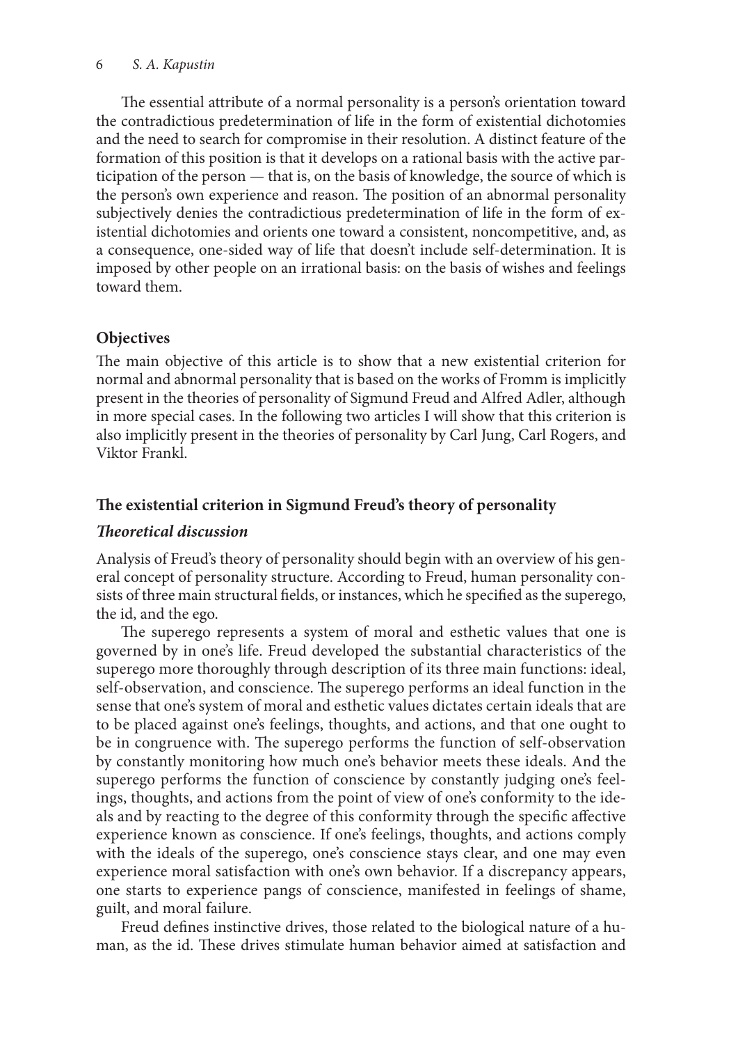The essential attribute of a normal personality is a person's orientation toward the contradictious predetermination of life in the form of existential dichotomies and the need to search for compromise in their resolution. A distinct feature of the formation of this position is that it develops on a rational basis with the active participation of the person — that is, on the basis of knowledge, the source of which is the person's own experience and reason. The position of an abnormal personality subjectively denies the contradictious predetermination of life in the form of existential dichotomies and orients one toward a consistent, noncompetitive, and, as a consequence, one-sided way of life that doesn't include self-determination. It is imposed by other people on an irrational basis: on the basis of wishes and feelings toward them.

## Objectives

The main objective of this article is to show that a new existential criterion for normal and abnormal personality that is based on the works of Fromm is implicitly present in the theories of personality of Sigmund Freud and Alfred Adler, although in more special cases. In the following two articles I will show that this criterion is also implicitly present in the theories of personality by Carl Jung, Carl Rogers, and Viktor Frankl.

## The existential criterion in Sigmund Freud's theory of personality

### *Theoretical discussion*

Analysis of Freud's theory of personality should begin with an overview of his general concept of personality structure. According to Freud, human personality consists of three main structural fields, or instances, which he specified as the superego, the id, and the ego.

The superego represents a system of moral and esthetic values that one is governed by in one's life. Freud developed the substantial characteristics of the superego more thoroughly through description of its three main functions: ideal, self-observation, and conscience. The superego performs an ideal function in the sense that one's system of moral and esthetic values dictates certain ideals that are to be placed against one's feelings, thoughts, and actions, and that one ought to be in congruence with. The superego performs the function of self-observation by constantly monitoring how much one's behavior meets these ideals. And the superego performs the function of conscience by constantly judging one's feelings, thoughts, and actions from the point of view of one's conformity to the ideals and by reacting to the degree of this conformity through the specific affective experience known as conscience. If one's feelings, thoughts, and actions comply with the ideals of the superego, one's conscience stays clear, and one may even experience moral satisfaction with one's own behavior. If a discrepancy appears, one starts to experience pangs of conscience, manifested in feelings of shame, guilt, and moral failure.

Freud defines instinctive drives, those related to the biological nature of a human, as the id. These drives stimulate human behavior aimed at satisfaction and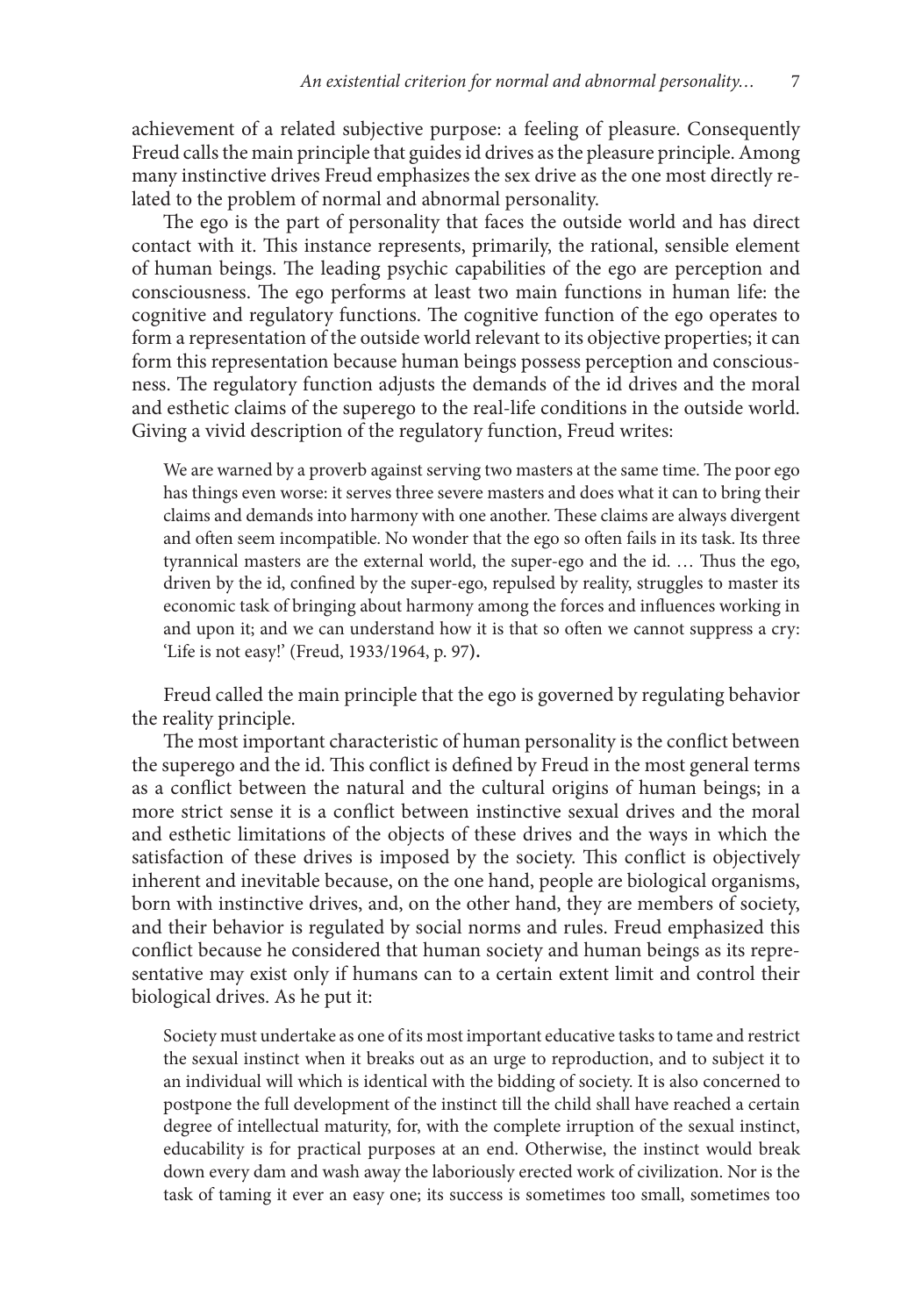achievement of a related subjective purpose: a feeling of pleasure. Consequently Freud calls the main principle that guides id drives as the pleasure principle. Among many instinctive drives Freud emphasizes the sex drive as the one most directly related to the problem of normal and abnormal personality.

The ego is the part of personality that faces the outside world and has direct contact with it. This instance represents, primarily, the rational, sensible element of human beings. The leading psychic capabilities of the ego are perception and consciousness. The ego performs at least two main functions in human life: the cognitive and regulatory functions. The cognitive function of the ego operates to form a representation of the outside world relevant to its objective properties; it can form this representation because human beings possess perception and consciousness. The regulatory function adjusts the demands of the id drives and the moral and esthetic claims of the superego to the real-life conditions in the outside world. Giving a vivid description of the regulatory function, Freud writes:

> We are warned by a proverb against serving two masters at the same time. The poor ego has things even worse: it serves three severe masters and does what it can to bring their claims and demands into harmony with one another. These claims are always divergent and often seem incompatible. No wonder that the ego so often fails in its task. Its three tyrannical masters are the external world, the super-ego and the id. … Thus the ego, driven by the id, confined by the super-ego, repulsed by reality, struggles to master its economic task of bringing about harmony among the forces and influences working in and upon it; and we can understand how it is that so often we cannot suppress a cry: 'Life is not easy!' (Freud, 1933/1964, p. 97).

Freud called the main principle that the ego is governed by regulating behavior the reality principle.

The most important characteristic of human personality is the conflict between the superego and the id. This conflict is defined by Freud in the most general terms as a conflict between the natural and the cultural origins of human beings; in a more strict sense it is a conflict between instinctive sexual drives and the moral and esthetic limitations of the objects of these drives and the ways in which the satisfaction of these drives is imposed by the society. This conflict is objectively inherent and inevitable because, on the one hand, people are biological organisms, born with instinctive drives, and, on the other hand, they are members of society, and their behavior is regulated by social norms and rules. Freud emphasized this conflict because he considered that human society and human beings as its representative may exist only if humans can to a certain extent limit and control their biological drives. As he put it:

> Society must undertake as one of its most important educative tasks to tame and restrict the sexual instinct when it breaks out as an urge to reproduction, and to subject it to an individual will which is identical with the bidding of society. It is also concerned to postpone the full development of the instinct till the child shall have reached a certain degree of intellectual maturity, for, with the complete irruption of the sexual instinct, educability is for practical purposes at an end. Otherwise, the instinct would break down every dam and wash away the laboriously erected work of civilization. Nor is the task of taming it ever an easy one; its success is sometimes too small, sometimes too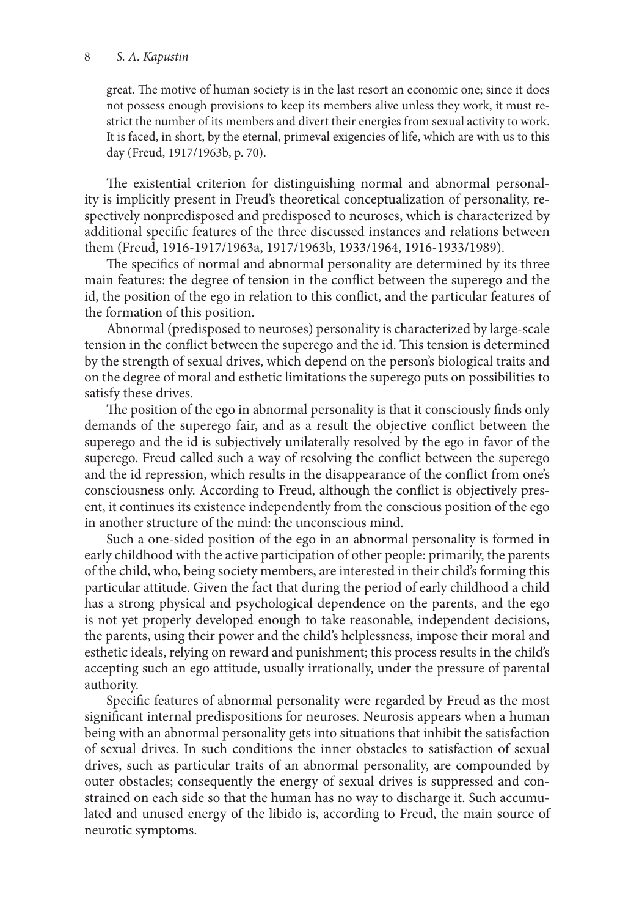great. The motive of human society is in the last resort an economic one; since it does not possess enough provisions to keep its members alive unless they work, it must restrict the number of its members and divert their energies from sexual activity to work. It is faced, in short, by the eternal, primeval exigencies of life, which are with us to this day (Freud, 1917/1963b, p. 70).

The existential criterion for distinguishing normal and abnormal personality is implicitly present in Freud's theoretical conceptualization of personality, respectively nonpredisposed and predisposed to neuroses, which is characterized by additional specific features of the three discussed instances and relations between them (Freud, 1916-1917/1963a, 1917/1963b, 1933/1964, 1916-1933/1989).

The specifics of normal and abnormal personality are determined by its three main features: the degree of tension in the conflict between the superego and the id, the position of the ego in relation to this conflict, and the particular features of the formation of this position.

Abnormal (predisposed to neuroses) personality is characterized by large-scale tension in the conflict between the superego and the id. This tension is determined by the strength of sexual drives, which depend on the person's biological traits and on the degree of moral and esthetic limitations the superego puts on possibilities to satisfy these drives.

The position of the ego in abnormal personality is that it consciously finds only demands of the superego fair, and as a result the objective conflict between the superego and the id is subjectively unilaterally resolved by the ego in favor of the superego. Freud called such a way of resolving the conflict between the superego and the id repression, which results in the disappearance of the conflict from one's consciousness only. According to Freud, although the conflict is objectively present, it continues its existence independently from the conscious position of the ego in another structure of the mind: the unconscious mind.

Such a one-sided position of the ego in an abnormal personality is formed in early childhood with the active participation of other people: primarily, the parents of the child, who, being society members, are interested in their child's forming this particular attitude. Given the fact that during the period of early childhood a child has a strong physical and psychological dependence on the parents, and the ego is not yet properly developed enough to take reasonable, independent decisions, the parents, using their power and the child's helplessness, impose their moral and esthetic ideals, relying on reward and punishment; this process results in the child's accepting such an ego attitude, usually irrationally, under the pressure of parental authority.

Specific features of abnormal personality were regarded by Freud as the most significant internal predispositions for neuroses. Neurosis appears when a human being with an abnormal personality gets into situations that inhibit the satisfaction of sexual drives. In such conditions the inner obstacles to satisfaction of sexual drives, such as particular traits of an abnormal personality, are compounded by outer obstacles; consequently the energy of sexual drives is suppressed and constrained on each side so that the human has no way to discharge it. Such accumulated and unused energy of the libido is, according to Freud, the main source of neurotic symptoms.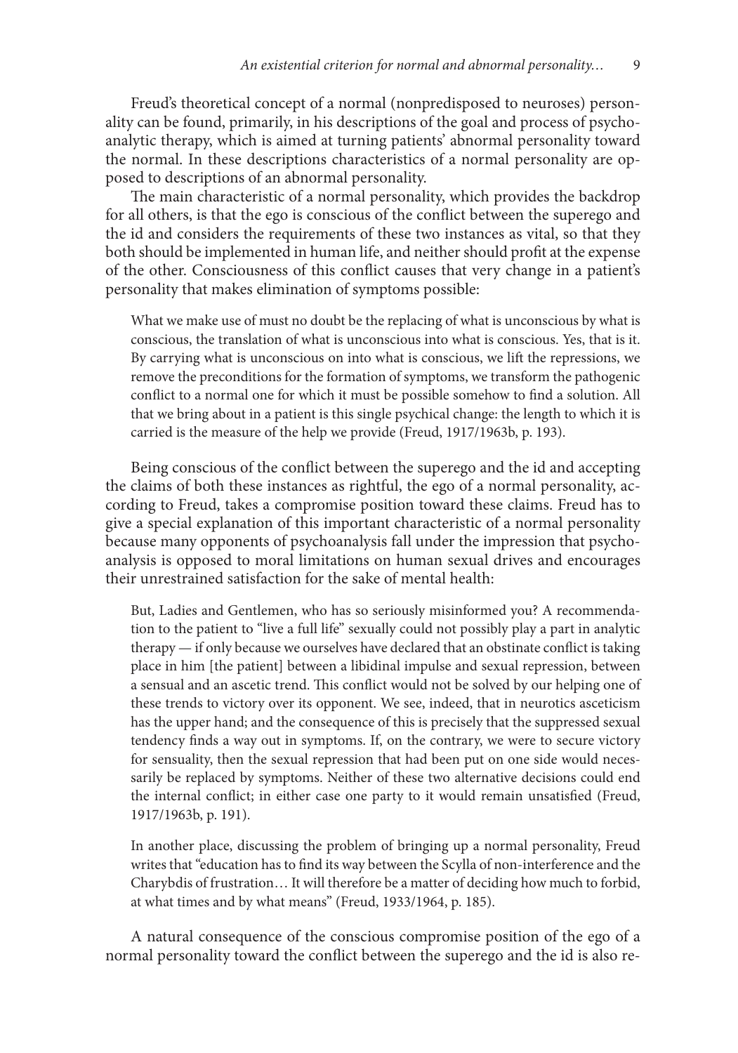Freud's theoretical concept of a normal (nonpredisposed to neuroses) personality can be found, primarily, in his descriptions of the goal and process of psychoanalytic therapy, which is aimed at turning patients' abnormal personality toward the normal. In these descriptions characteristics of a normal personality are opposed to descriptions of an abnormal personality.

The main characteristic of a normal personality, which provides the backdrop for all others, is that the ego is conscious of the conflict between the superego and the id and considers the requirements of these two instances as vital, so that they both should be implemented in human life, and neither should profit at the expense of the other. Consciousness of this conflict causes that very change in a patient's personality that makes elimination of symptoms possible:

> What we make use of must no doubt be the replacing of what is unconscious by what is conscious, the translation of what is unconscious into what is conscious. Yes, that is it. By carrying what is unconscious on into what is conscious, we lift the repressions, we remove the preconditions for the formation of symptoms, we transform the pathogenic conflict to a normal one for which it must be possible somehow to find a solution. All that we bring about in a patient is this single psychical change: the length to which it is carried is the measure of the help we provide (Freud, 1917/1963b, p. 193).

Being conscious of the conflict between the superego and the id and accepting the claims of both these instances as rightful, the ego of a normal personality, according to Freud, takes a compromise position toward these claims. Freud has to give a special explanation of this important characteristic of a normal personality because many opponents of psychoanalysis fall under the impression that psychoanalysis is opposed to moral limitations on human sexual drives and encourages their unrestrained satisfaction for the sake of mental health:

> But, Ladies and Gentlemen, who has so seriously misinformed you? A recommendation to the patient to "live a full life" sexually could not possibly play a part in analytic therapy — if only because we ourselves have declared that an obstinate conflict is taking place in him [the patient] between a libidinal impulse and sexual repression, between a sensual and an ascetic trend. This conflict would not be solved by our helping one of these trends to victory over its opponent. We see, indeed, that in neurotics asceticism has the upper hand; and the consequence of this is precisely that the suppressed sexual tendency finds a way out in symptoms. If, on the contrary, we were to secure victory for sensuality, then the sexual repression that had been put on one side would necessarily be replaced by symptoms. Neither of these two alternative decisions could end the internal conflict; in either case one party to it would remain unsatisfied (Freud, 1917/1963b, p. 191).

> In another place, discussing the problem of bringing up a normal personality, Freud writes that "education has to find its way between the Scylla of non-interference and the Charybdis of frustration… It will therefore be a matter of deciding how much to forbid, at what times and by what means" (Freud, 1933/1964, p. 185).

A natural consequence of the conscious compromise position of the ego of a normal personality toward the conflict between the superego and the id is also re-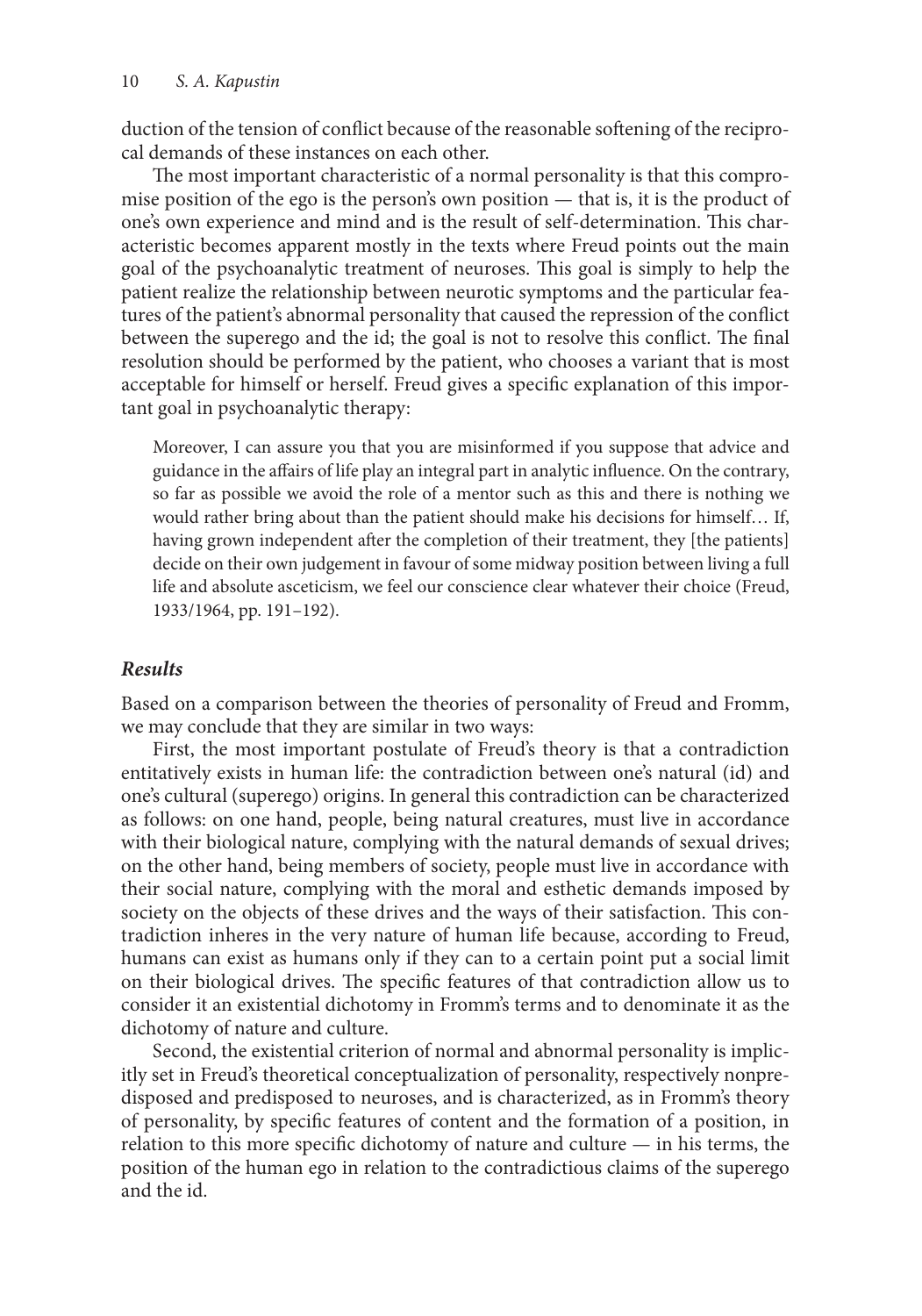duction of the tension of conflict because of the reasonable softening of the reciprocal demands of these instances on each other.

The most important characteristic of a normal personality is that this compromise position of the ego is the person's own position — that is, it is the product of one's own experience and mind and is the result of self-determination. This characteristic becomes apparent mostly in the texts where Freud points out the main goal of the psychoanalytic treatment of neuroses. This goal is simply to help the patient realize the relationship between neurotic symptoms and the particular features of the patient's abnormal personality that caused the repression of the conflict between the superego and the id; the goal is not to resolve this conflict. The final resolution should be performed by the patient, who chooses a variant that is most acceptable for himself or herself. Freud gives a specific explanation of this important goal in psychoanalytic therapy:

> Moreover, I can assure you that you are misinformed if you suppose that advice and guidance in the affairs of life play an integral part in analytic influence. On the contrary, so far as possible we avoid the role of a mentor such as this and there is nothing we would rather bring about than the patient should make his decisions for himself… If, having grown independent after the completion of their treatment, they [the patients] decide on their own judgement in favour of some midway position between living a full life and absolute asceticism, we feel our conscience clear whatever their choice (Freud, 1933/1964, pp. 191–192).

### *Results*

Based on a comparison between the theories of personality of Freud and Fromm, we may conclude that they are similar in two ways:

First, the most important postulate of Freud's theory is that a contradiction entitatively exists in human life: the contradiction between one's natural (id) and one's cultural (superego) origins. In general this contradiction can be characterized as follows: on one hand, people, being natural creatures, must live in accordance with their biological nature, complying with the natural demands of sexual drives; on the other hand, being members of society, people must live in accordance with their social nature, complying with the moral and esthetic demands imposed by society on the objects of these drives and the ways of their satisfaction. This contradiction inheres in the very nature of human life because, according to Freud, humans can exist as humans only if they can to a certain point put a social limit on their biological drives. The specific features of that contradiction allow us to consider it an existential dichotomy in Fromm's terms and to denominate it as the dichotomy of nature and culture.

Second, the existential criterion of normal and abnormal personality is implicitly set in Freud's theoretical conceptualization of personality, respectively nonpredisposed and predisposed to neuroses, and is characterized, as in Fromm's theory of personality, by specific features of content and the formation of a position, in relation to this more specific dichotomy of nature and culture — in his terms, the position of the human ego in relation to the contradictious claims of the superego and the id.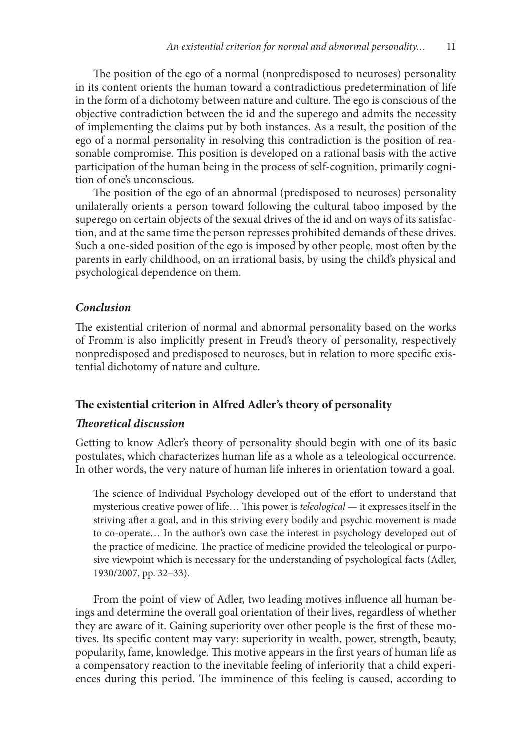The position of the ego of a normal (nonpredisposed to neuroses) personality in its content orients the human toward a contradictious predetermination of life in the form of a dichotomy between nature and culture. The ego is conscious of the objective contradiction between the id and the superego and admits the necessity of implementing the claims put by both instances. As a result, the position of the ego of a normal personality in resolving this contradiction is the position of reasonable compromise. This position is developed on a rational basis with the active participation of the human being in the process of self-cognition, primarily cognition of one's unconscious.

The position of the ego of an abnormal (predisposed to neuroses) personality unilaterally orients a person toward following the cultural taboo imposed by the superego on certain objects of the sexual drives of the id and on ways of its satisfaction, and at the same time the person represses prohibited demands of these drives. Such a one-sided position of the ego is imposed by other people, most often by the parents in early childhood, on an irrational basis, by using the child's physical and psychological dependence on them.

### *Conclusion*

The existential criterion of normal and abnormal personality based on the works of Fromm is also implicitly present in Freud's theory of personality, respectively nonpredisposed and predisposed to neuroses, but in relation to more specific existential dichotomy of nature and culture.

## **The existential criterion in Alfred Adler's theory of personality**

### *Theoretical discussion*

Getting to know Adler's theory of personality should begin with one of its basic postulates, which characterizes human life as a whole as a teleological occurrence. In other words, the very nature of human life inheres in orientation toward a goal.

> The science of Individual Psychology developed out of the effort to understand that mysterious creative power of life… This power is *teleological* — it expresses itself in the striving after a goal, and in this striving every bodily and psychic movement is made to co-operate… In the author's own case the interest in psychology developed out of the practice of medicine. The practice of medicine provided the teleological or purposive viewpoint which is necessary for the understanding of psychological facts (Adler, 1930/2007, pp. 32–33).

From the point of view of Adler, two leading motives influence all human beings and determine the overall goal orientation of their lives, regardless of whether they are aware of it. Gaining superiority over other people is the first of these motives. Its specific content may vary: superiority in wealth, power, strength, beauty, popularity, fame, knowledge. This motive appears in the first years of human life as a compensatory reaction to the inevitable feeling of inferiority that a child experiences during this period. The imminence of this feeling is caused, according to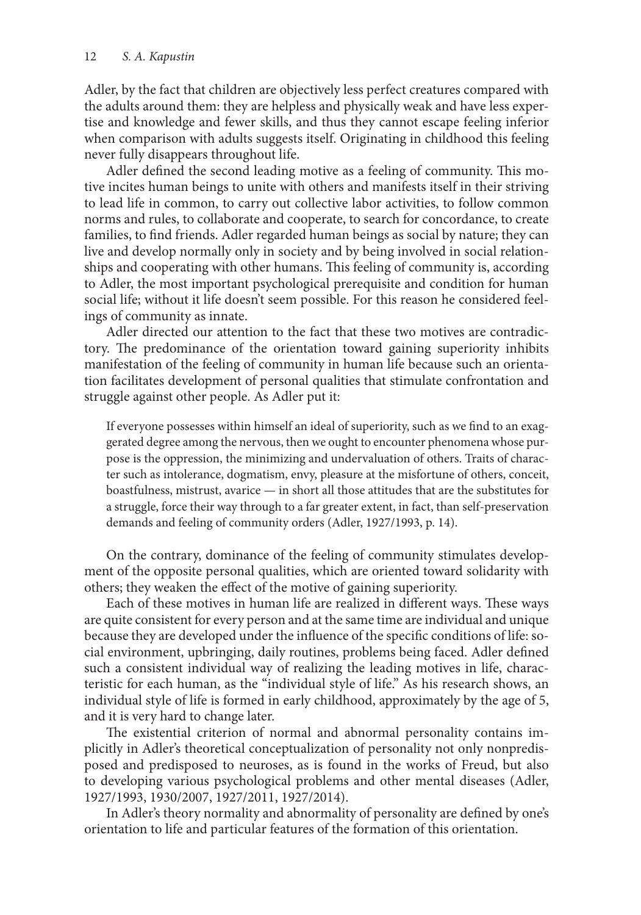Adler, by the fact that children are objectively less perfect creatures compared with the adults around them: they are helpless and physically weak and have less expertise and knowledge and fewer skills, and thus they cannot escape feeling inferior when comparison with adults suggests itself. Originating in childhood this feeling never fully disappears throughout life.

Adler defined the second leading motive as a feeling of community. This motive incites human beings to unite with others and manifests itself in their striving to lead life in common, to carry out collective labor activities, to follow common norms and rules, to collaborate and cooperate, to search for concordance, to create families, to find friends. Adler regarded human beings as social by nature; they can live and develop normally only in society and by being involved in social relationships and cooperating with other humans. This feeling of community is, according to Adler, the most important psychological prerequisite and condition for human social life; without it life doesn't seem possible. For this reason he considered feelings of community as innate.

Adler directed our attention to the fact that these two motives are contradictory. The predominance of the orientation toward gaining superiority inhibits manifestation of the feeling of community in human life because such an orientation facilitates development of personal qualities that stimulate confrontation and struggle against other people. As Adler put it:

> If everyone possesses within himself an ideal of superiority, such as we find to an exaggerated degree among the nervous, then we ought to encounter phenomena whose purpose is the oppression, the minimizing and undervaluation of others. Traits of character such as intolerance, dogmatism, envy, pleasure at the misfortune of others, conceit, boastfulness, mistrust, avarice — in short all those attitudes that are the substitutes for a struggle, force their way through to a far greater extent, in fact, than self-preservation demands and feeling of community orders (Adler, 1927/1993, p. 14).

On the contrary, dominance of the feeling of community stimulates development of the opposite personal qualities, which are oriented toward solidarity with others; they weaken the effect of the motive of gaining superiority.

Each of these motives in human life are realized in different ways. These ways are quite consistent for every person and at the same time are individual and unique because they are developed under the influence of the specific conditions of life: social environment, upbringing, daily routines, problems being faced. Adler defined such a consistent individual way of realizing the leading motives in life, characteristic for each human, as the "individual style of life." As his research shows, an individual style of life is formed in early childhood, approximately by the age of 5, and it is very hard to change later.

The existential criterion of normal and abnormal personality contains implicitly in Adler's theoretical conceptualization of personality not only nonpredisposed and predisposed to neuroses, as is found in the works of Freud, but also to developing various psychological problems and other mental diseases (Adler, 1927/1993, 1930/2007, 1927/2011, 1927/2014).

In Adler's theory normality and abnormality of personality are defined by one's orientation to life and particular features of the formation of this orientation.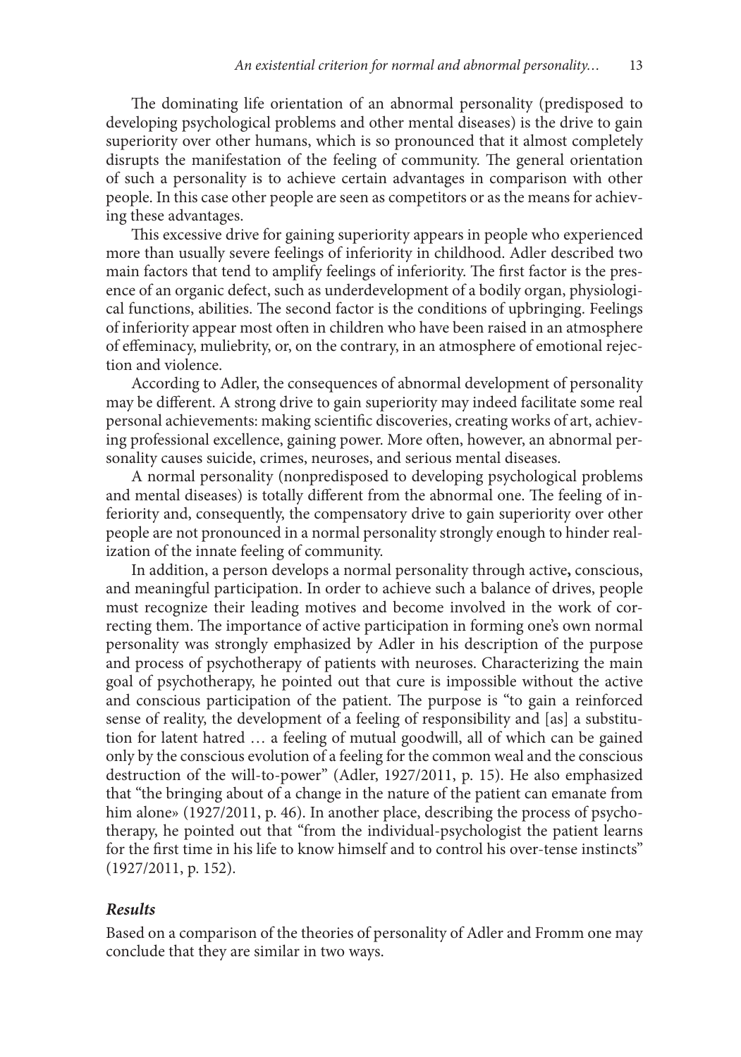The dominating life orientation of an abnormal personality (predisposed to developing psychological problems and other mental diseases) is the drive to gain superiority over other humans, which is so pronounced that it almost completely disrupts the manifestation of the feeling of community. The general orientation of such a personality is to achieve certain advantages in comparison with other people. In this case other people are seen as competitors or as the means for achieving these advantages.

This excessive drive for gaining superiority appears in people who experienced more than usually severe feelings of inferiority in childhood. Adler described two main factors that tend to amplify feelings of inferiority. The first factor is the presence of an organic defect, such as underdevelopment of a bodily organ, physiological functions, abilities. The second factor is the conditions of upbringing. Feelings of inferiority appear most often in children who have been raised in an atmosphere of effeminacy, muliebrity, or, on the contrary, in an atmosphere of emotional rejection and violence.

According to Adler, the consequences of abnormal development of personality may be different. A strong drive to gain superiority may indeed facilitate some real personal achievements: making scientific discoveries, creating works of art, achieving professional excellence, gaining power. More often, however, an abnormal personality causes suicide, crimes, neuroses, and serious mental diseases.

A normal personality (nonpredisposed to developing psychological problems and mental diseases) is totally different from the abnormal one. The feeling of inferiority and, consequently, the compensatory drive to gain superiority over other people are not pronounced in a normal personality strongly enough to hinder realization of the innate feeling of community.

In addition, a person develops a normal personality through active**,** conscious, and meaningful participation. In order to achieve such a balance of drives, people must recognize their leading motives and become involved in the work of correcting them. The importance of active participation in forming one's own normal personality was strongly emphasized by Adler in his description of the purpose and process of psychotherapy of patients with neuroses. Characterizing the main goal of psychotherapy, he pointed out that cure is impossible without the active and conscious participation of the patient. The purpose is "to gain a reinforced sense of reality, the development of a feeling of responsibility and [as] a substitution for latent hatred … a feeling of mutual goodwill, all of which can be gained only by the conscious evolution of a feeling for the common weal and the conscious destruction of the will-to-power" (Adler, 1927/2011, p. 15). He also emphasized that "the bringing about of a change in the nature of the patient can emanate from him alone» (1927/2011, p. 46). In another place, describing the process of psychotherapy, he pointed out that "from the individual-psychologist the patient learns for the first time in his life to know himself and to control his over-tense instincts" (1927/2011, p. 152).

### *Results*

Based on a comparison of the theories of personality of Adler and Fromm one may conclude that they are similar in two ways.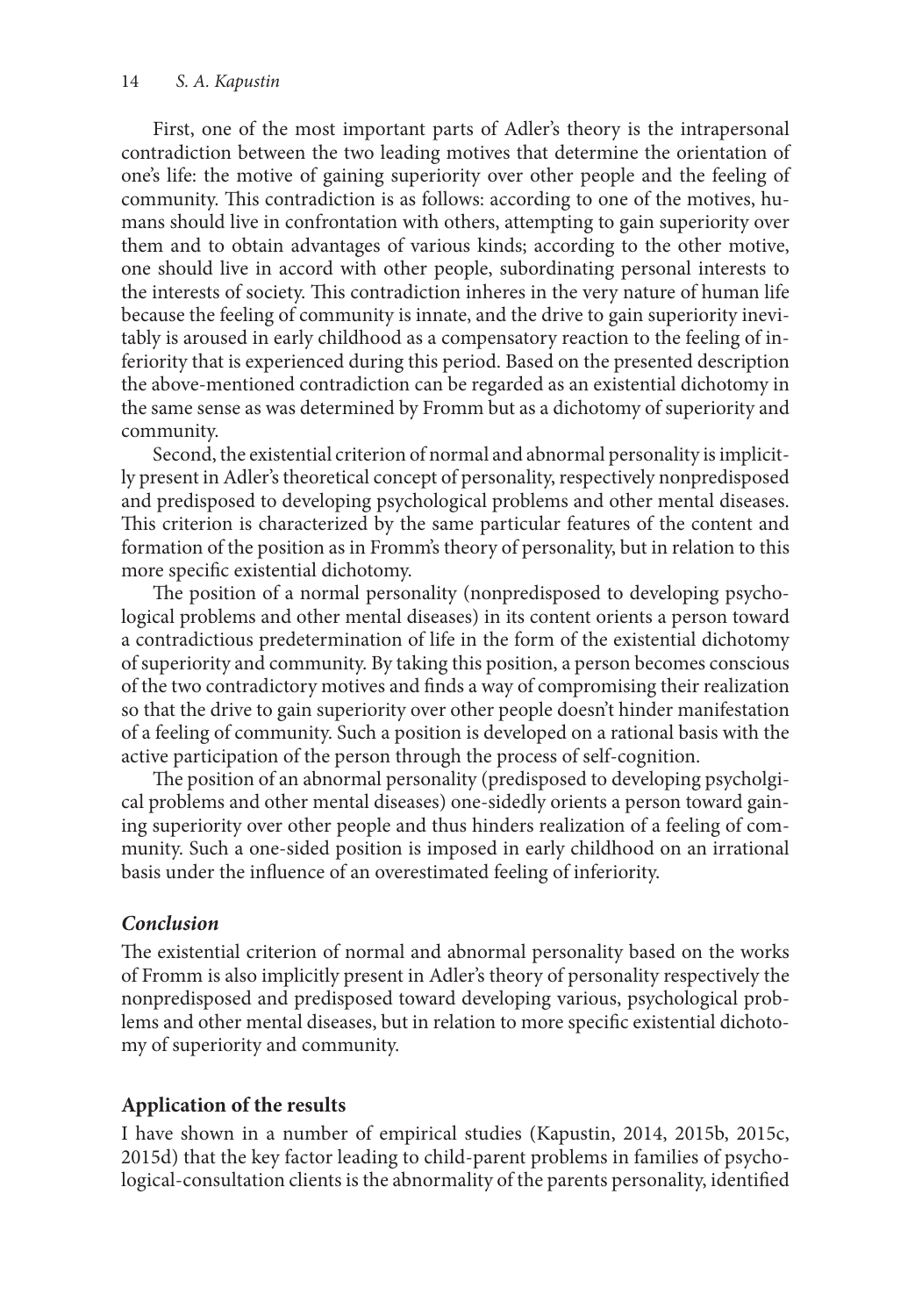First, one of the most important parts of Adler's theory is the intrapersonal contradiction between the two leading motives that determine the orientation of one's life: the motive of gaining superiority over other people and the feeling of community. This contradiction is as follows: according to one of the motives, humans should live in confrontation with others, attempting to gain superiority over them and to obtain advantages of various kinds; according to the other motive, one should live in accord with other people, subordinating personal interests to the interests of society. This contradiction inheres in the very nature of human life because the feeling of community is innate, and the drive to gain superiority inevitably is aroused in early childhood as a compensatory reaction to the feeling of inferiority that is experienced during this period. Based on the presented description the above-mentioned contradiction can be regarded as an existential dichotomy in the same sense as was determined by Fromm but as a dichotomy of superiority and community.

Second, the existential criterion of normal and abnormal personality is implicitly present in Adler's theoretical concept of personality, respectively nonpredisposed and predisposed to developing psychological problems and other mental diseases. This criterion is characterized by the same particular features of the content and formation of the position as in Fromm's theory of personality, but in relation to this more specific existential dichotomy.

The position of a normal personality (nonpredisposed to developing psychological problems and other mental diseases) in its content orients a person toward a contradictious predetermination of life in the form of the existential dichotomy of superiority and community. By taking this position, a person becomes conscious of the two contradictory motives and finds a way of compromising their realization so that the drive to gain superiority over other people doesn't hinder manifestation of a feeling of community. Such a position is developed on a rational basis with the active participation of the person through the process of self-cognition.

The position of an abnormal personality (predisposed to developing psycholgical problems and other mental diseases) one-sidedly orients a person toward gaining superiority over other people and thus hinders realization of a feeling of community. Such a one-sided position is imposed in early childhood on an irrational basis under the influence of an overestimated feeling of inferiority.

### *Conclusion*

The existential criterion of normal and abnormal personality based on the works of Fromm is also implicitly present in Adler's theory of personality respectively the nonpredisposed and predisposed toward developing various, psychological problems and other mental diseases, but in relation to more specific existential dichotomy of superiority and community.

## Application of the results

I have shown in a number of empirical studies (Kapustin, 2014, 2015b, 2015c, 2015d) that the key factor leading to child-parent problems in families of psychological-consultation clients is the abnormality of the parents personality, identified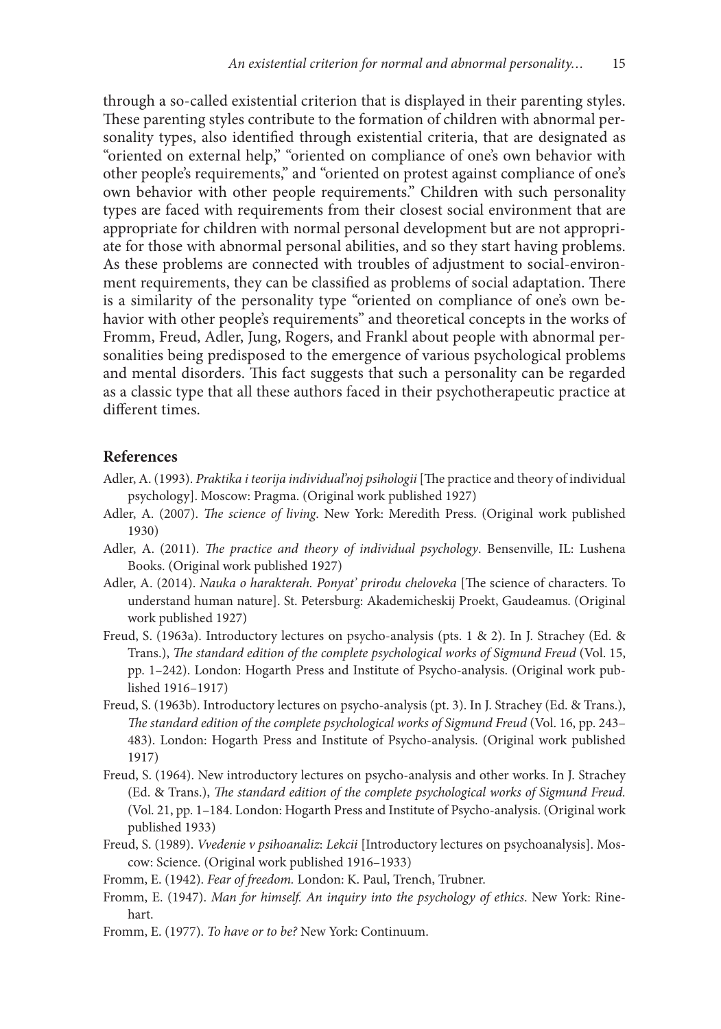through a so-called existential criterion that is displayed in their parenting styles. These parenting styles contribute to the formation of children with abnormal personality types, also identified through existential criteria, that are designated as "oriented on external help," "oriented on compliance of one's own behavior with other people's requirements," and "oriented on protest against compliance of one's own behavior with other people requirements." Children with such personality types are faced with requirements from their closest social environment that are appropriate for children with normal personal development but are not appropriate for those with abnormal personal abilities, and so they start having problems. As these problems are connected with troubles of adjustment to social-environment requirements, they can be classified as problems of social adaptation. There is a similarity of the personality type "oriented on compliance of one's own behavior with other people's requirements" and theoretical concepts in the works of Fromm, Freud, Adler, Jung, Rogers, and Frankl about people with abnormal personalities being predisposed to the emergence of various psychological problems and mental disorders. This fact suggests that such a personality can be regarded as a classic type that all these authors faced in their psychotherapeutic practice at different times.

## References

Adler, A. (1993). *Praktika i teorija individual'noj psihologii* [The practice and theory of individual psychology]. Moscow: Pragma. (Original work published 1927)

Adler, A. (2007). *The science of living*. New York: Meredith Press. (Original work published 1930)

Adler, A. (2011). *The practice and theory of individual psychology*. Bensenville, IL: Lushena Books. (Original work published 1927)

Adler, A. (2014). *Nauka o harakterah. Ponyat' prirodu cheloveka* [The science of characters. To understand human nature]. St. Petersburg: Akademicheskij Proekt, Gaudeamus. (Original work published 1927)

Freud, S. (1963a). Introductory lectures on psycho-analysis (pts. 1 & 2). In J. Strachey (Ed. & Trans.), *The standard edition of the complete psychological works of Sigmund Freud* (Vol. 15, pp. 1–242). London: Hogarth Press and Institute of Psycho-analysis. (Original work published 1916–1917)

Freud, S. (1963b). Introductory lectures on psycho-analysis (pt. 3). In J. Strachey (Ed. & Trans.), *The standard edition of the complete psychological works of Sigmund Freud* (Vol. 16, pp. 243–483). London: Hogarth Press and Institute of Psycho-analysis. (Original work published 1917)

Freud, S. (1964). New introductory lectures on psycho-analysis and other works. In J. Strachey (Ed. & Trans.), *The standard edition of the complete psychological works of Sigmund Freud.* (Vol. 21, pp. 1–184. London: Hogarth Press and Institute of Psycho-analysis. (Original work published 1933)

Freud, S. (1989). *Vvedenie v psihoanaliz: Lekcii* [Introductory lectures on psychoanalysis]. Moscow: Science. (Original work published 1916–1933)

Fromm, E. (1942). *Fear of freedom.* London: K. Paul, Trench, Trubner.

Fromm, E. (1947). *Man for himself. An inquiry into the psychology of ethics*. New York: Rinehart.

Fromm, E. (1977). *To have or to be?* New York: Continuum.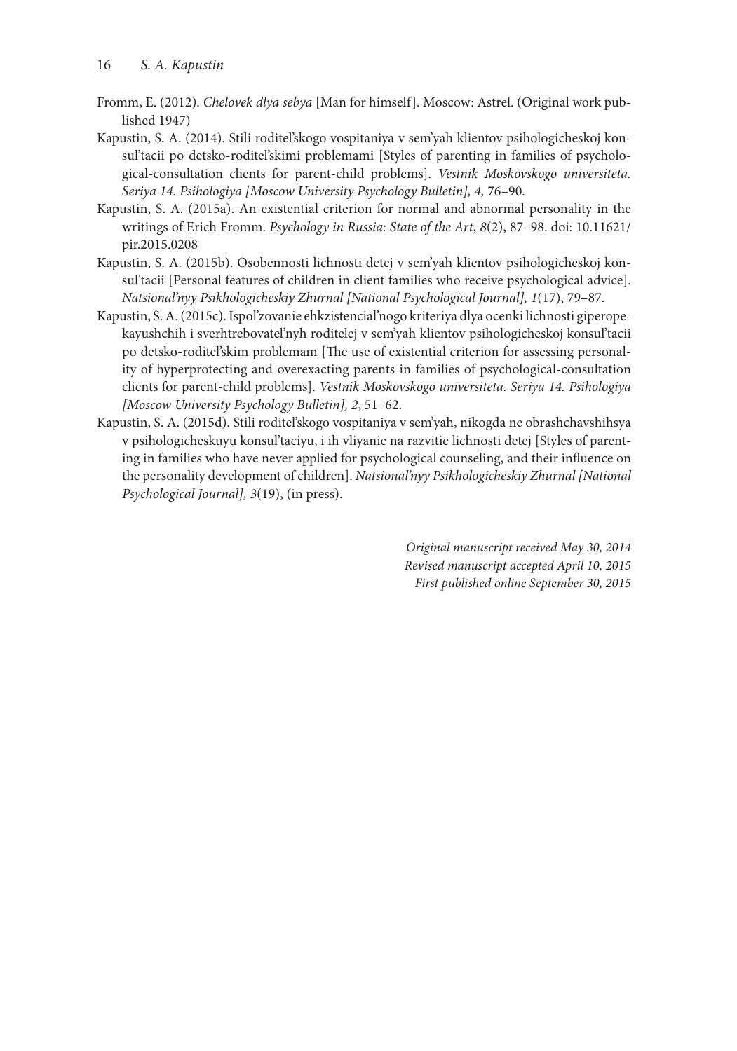Fromm, E. (2012). *Chelovek dlya sebya* [Man for himself]. Moscow: Astrel. (Original work published 1947)

Kapustin, S. A. (2014). Stili roditel'skogo vospitaniya v sem'yah klientov psihologicheskoj konsul'tacii po detsko-roditel'skimi problemami [Styles of parenting in families of psychological-consultation clients for parent-child problems]. *Vestnik Moskovskogo universiteta. Seriya 14. Psihologiya [Moscow University Psychology Bulletin], 4,* 76–90.

Kapustin, S. A. (2015a). An existential criterion for normal and abnormal personality in the writings of Erich Fromm. *Psychology in Russia: State of the Art*, *8*(2), 87–98. doi: 10.11621/pir.2015.0208

Kapustin, S. A. (2015b). Osobennosti lichnosti detej v sem'yah klientov psihologicheskoj konsul'tacii [Personal features of children in client families who receive psychological advice]. *Natsional'nyy Psikhologicheskiy Zhurnal [National Psychological Journal], 1*(17), 79–87.

Kapustin, S. A. (2015c). Ispol'zovanie ehkzistencial'nogo kriteriya dlya ocenki lichnosti giperopekayushchih i sverhtrebovatel'nyh roditelej v sem'yah klientov psihologicheskoj konsul'tacii po detsko-roditel'skim problemam [The use of existential criterion for assessing personality of hyperprotecting and overexacting parents in families of psychological-consultation clients for parent-child problems]. *Vestnik Moskovskogo universiteta. Seriya 14. Psihologiya [Moscow University Psychology Bulletin], 2*, 51–62.

Kapustin, S. A. (2015d). Stili roditel'skogo vospitaniya v sem'yah, nikogda ne obrashchavshihsya v psihologicheskuyu konsul'taciyu, i ih vliyanie na razvitie lichnosti detej [Styles of parenting in families who have never applied for psychological counseling, and their influence on the personality development of children]. *Natsional'nyy Psikhologicheskiy Zhurnal [National Psychological Journal], 3*(19), (in press).

*Original manuscript received May 30, 2014*
*Revised manuscript accepted April 10, 2015*
*First published online September 30, 2015*